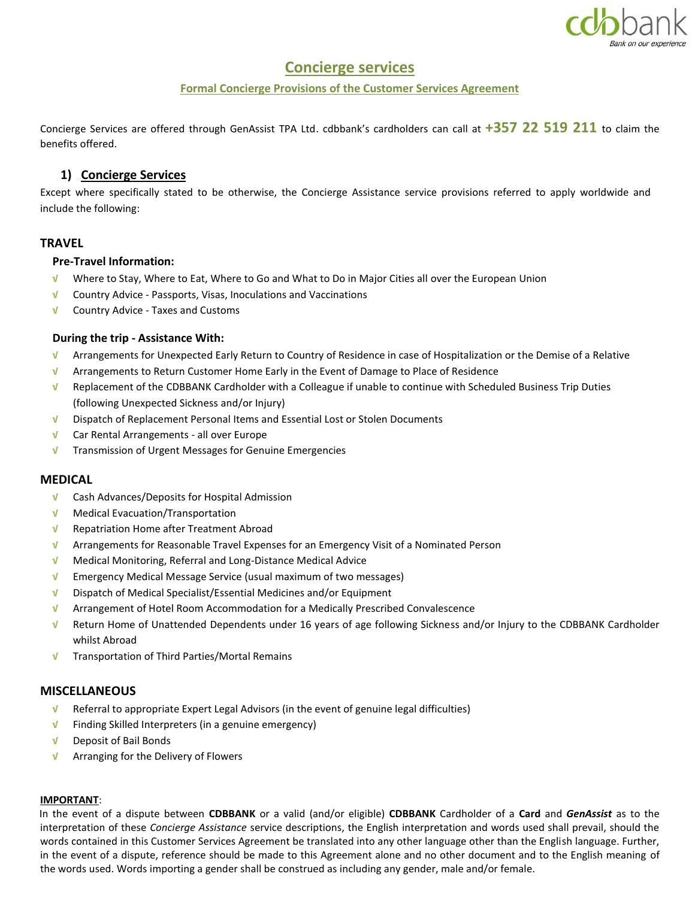# Concierge services

## Formal Concierge Provisions of the Customer Services Agreement

Concierge Services are offered through GenAssist TPA Ltd. cdbbank's cardholders can call at **+357 22 519 211** to claim the benefits offered.

## 1) Concierge Services

Except where specifically stated to be otherwise, the Concierge Assistance service provisions referred to apply worldwide and include the following:

### TRAVEL

**Pre-Travel Information:**

- √ Where to Stay, Where to Eat, Where to Go and What to Do in Major Cities all over the European Union
- √ Country Advice - Passports, Visas, Inoculations and Vaccinations
- √ Country Advice - Taxes and Customs

**During the trip - Assistance With:**

- √ Arrangements for Unexpected Early Return to Country of Residence in case of Hospitalization or the Demise of a Relative
- √ Arrangements to Return Customer Home Early in the Event of Damage to Place of Residence
- √ Replacement of the CDBBANK Cardholder with a Colleague if unable to continue with Scheduled Business Trip Duties (following Unexpected Sickness and/or Injury)
- √ Dispatch of Replacement Personal Items and Essential Lost or Stolen Documents
- √ Car Rental Arrangements - all over Europe
- √ Transmission of Urgent Messages for Genuine Emergencies

### MEDICAL

- √ Cash Advances/Deposits for Hospital Admission
- √ Medical Evacuation/Transportation
- √ Repatriation Home after Treatment Abroad
- √ Arrangements for Reasonable Travel Expenses for an Emergency Visit of a Nominated Person
- √ Medical Monitoring, Referral and Long-Distance Medical Advice
- √ Emergency Medical Message Service (usual maximum of two messages)
- √ Dispatch of Medical Specialist/Essential Medicines and/or Equipment
- √ Arrangement of Hotel Room Accommodation for a Medically Prescribed Convalescence
- √ Return Home of Unattended Dependents under 16 years of age following Sickness and/or Injury to the CDBBANK Cardholder whilst Abroad
- √ Transportation of Third Parties/Mortal Remains

### MISCELLANEOUS

- √ Referral to appropriate Expert Legal Advisors (in the event of genuine legal difficulties)
- √ Finding Skilled Interpreters (in a genuine emergency)
- √ Deposit of Bail Bonds
- √ Arranging for the Delivery of Flowers

**IMPORTANT**:

In the event of a dispute between **CDBBANK** or a valid (and/or eligible) **CDBBANK** Cardholder of a **Card** and ***GenAssist*** as to the interpretation of these *Concierge Assistance* service descriptions, the English interpretation and words used shall prevail, should the words contained in this Customer Services Agreement be translated into any other language other than the English language. Further, in the event of a dispute, reference should be made to this Agreement alone and no other document and to the English meaning of the words used. Words importing a gender shall be construed as including any gender, male and/or female.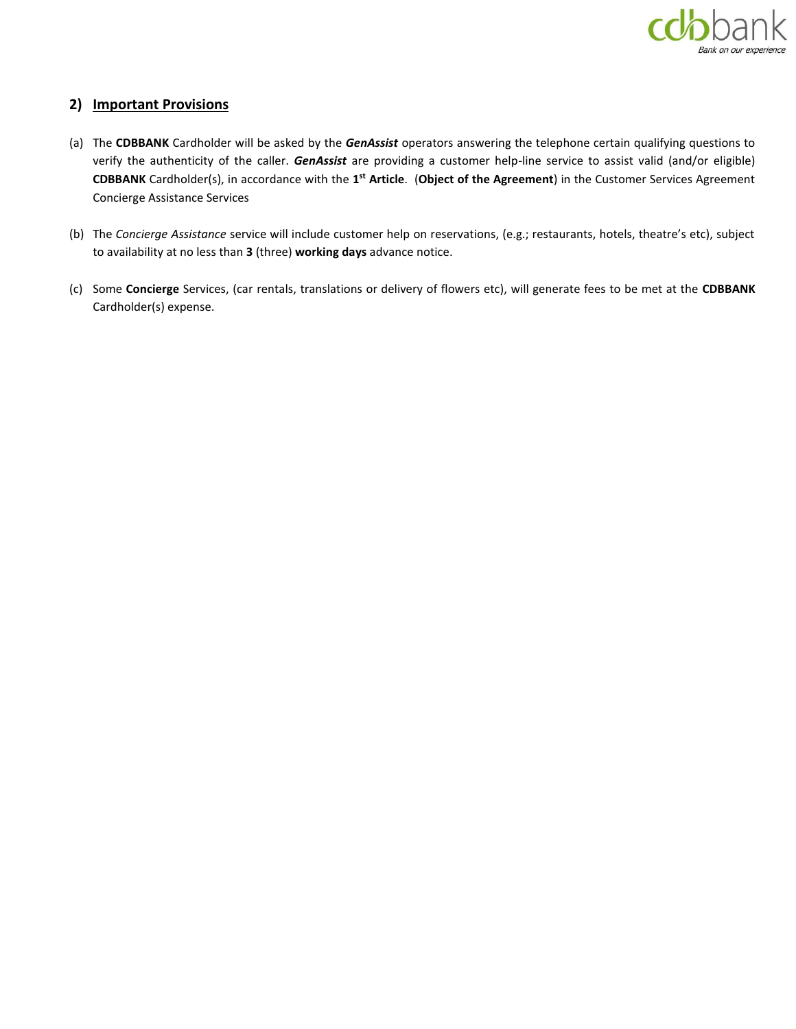## 2) Important Provisions

(a) The **CDBBANK** Cardholder will be asked by the ***GenAssist*** operators answering the telephone certain qualifying questions to verify the authenticity of the caller. ***GenAssist*** are providing a customer help-line service to assist valid (and/or eligible) **CDBBANK** Cardholder(s), in accordance with the **1st Article**. (**Object of the Agreement**) in the Customer Services Agreement Concierge Assistance Services

(b) The *Concierge Assistance* service will include customer help on reservations, (e.g.; restaurants, hotels, theatre's etc), subject to availability at no less than **3** (three) **working days** advance notice.

(c) Some **Concierge** Services, (car rentals, translations or delivery of flowers etc), will generate fees to be met at the **CDBBANK** Cardholder(s) expense.